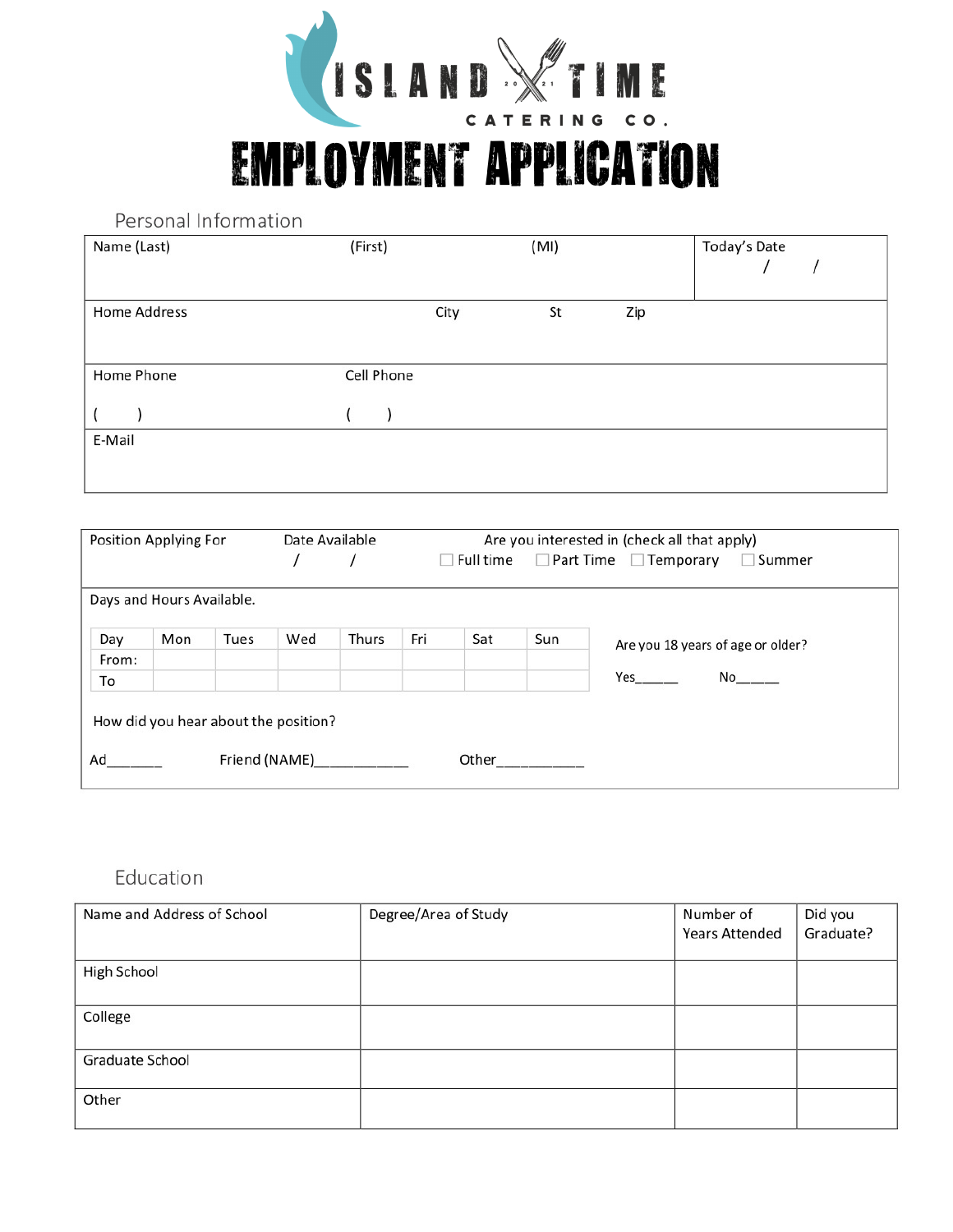# ISLAND TIME CATERING CO.

# EMPLOYMENT APPLICATION

## Personal Information

| Name (Last) | (First) | (MI) | Today's Date / / |
|---|---|---|---|
| Home Address | City | St | Zip |
| Home Phone ( ) | Cell Phone ( ) | | |
| E-Mail | | | |

| Position Applying For | Date Available / / | Are you interested in (check all that apply) ☐ Full time ☐ Part Time ☐ Temporary ☐ Summer |
|---|---|---|

Days and Hours Available.

| Day | Mon | Tues | Wed | Thurs | Fri | Sat | Sun |
|---|---|---|---|---|---|---|---|
| From: | | | | | | | |
| To | | | | | | | |

Are you 18 years of age or older?

Yes_____ No_____

How did you hear about the position?

Ad_______ Friend (NAME)___________ Other__________

## Education

| Name and Address of School | Degree/Area of Study | Number of Years Attended | Did you Graduate? |
|---|---|---|---|
| High School | | | |
| College | | | |
| Graduate School | | | |
| Other | | | |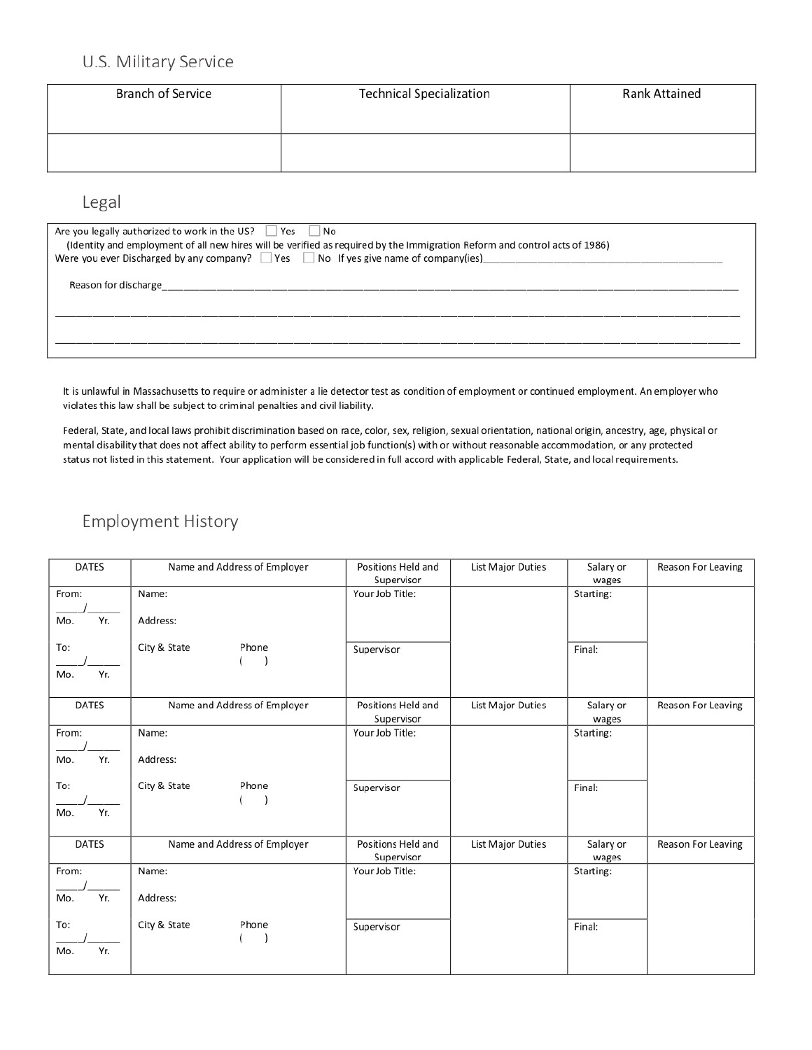## U.S. Military Service

| Branch of Service | Technical Specialization | Rank Attained |
|---|---|---|
| | | |

## Legal

Are you legally authorized to work in the US? ☐ Yes ☐ No
(Identity and employment of all new hires will be verified as required by the Immigration Reform and control acts of 1986)
Were you ever Discharged by any company? ☐ Yes ☐ No If yes give name of company(ies)________________________________________

Reason for discharge________________________________________________________________________________________________

________________________________________________________________________________________________________________

________________________________________________________________________________________________________________

It is unlawful in Massachusetts to require or administer a lie detector test as condition of employment or continued employment. An employer who violates this law shall be subject to criminal penalties and civil liability.

Federal, State, and local laws prohibit discrimination based on race, color, sex, religion, sexual orientation, national origin, ancestry, age, physical or mental disability that does not affect ability to perform essential job function(s) with or without reasonable accommodation, or any protected status not listed in this statement. Your application will be considered in full accord with applicable Federal, State, and local requirements.

## Employment History

| DATES | Name and Address of Employer | Positions Held and Supervisor | List Major Duties | Salary or wages | Reason For Leaving |
|---|---|---|---|---|---|
| From: ____/______ Mo. Yr. | Name: Address: | Your Job Title: | | Starting: | |
| To: ____/______ Mo. Yr. | City & State Phone ( ) | Supervisor | | Final: | |
| **DATES** | **Name and Address of Employer** | **Positions Held and Supervisor** | **List Major Duties** | **Salary or wages** | **Reason For Leaving** |
| From: ____/______ Mo. Yr. | Name: Address: | Your Job Title: | | Starting: | |
| To: ____/______ Mo. Yr. | City & State Phone ( ) | Supervisor | | Final: | |
| **DATES** | **Name and Address of Employer** | **Positions Held and Supervisor** | **List Major Duties** | **Salary or wages** | **Reason For Leaving** |
| From: ____/______ Mo. Yr. | Name: Address: | Your Job Title: | | Starting: | |
| To: ____/______ Mo. Yr. | City & State Phone ( ) | Supervisor | | Final: | |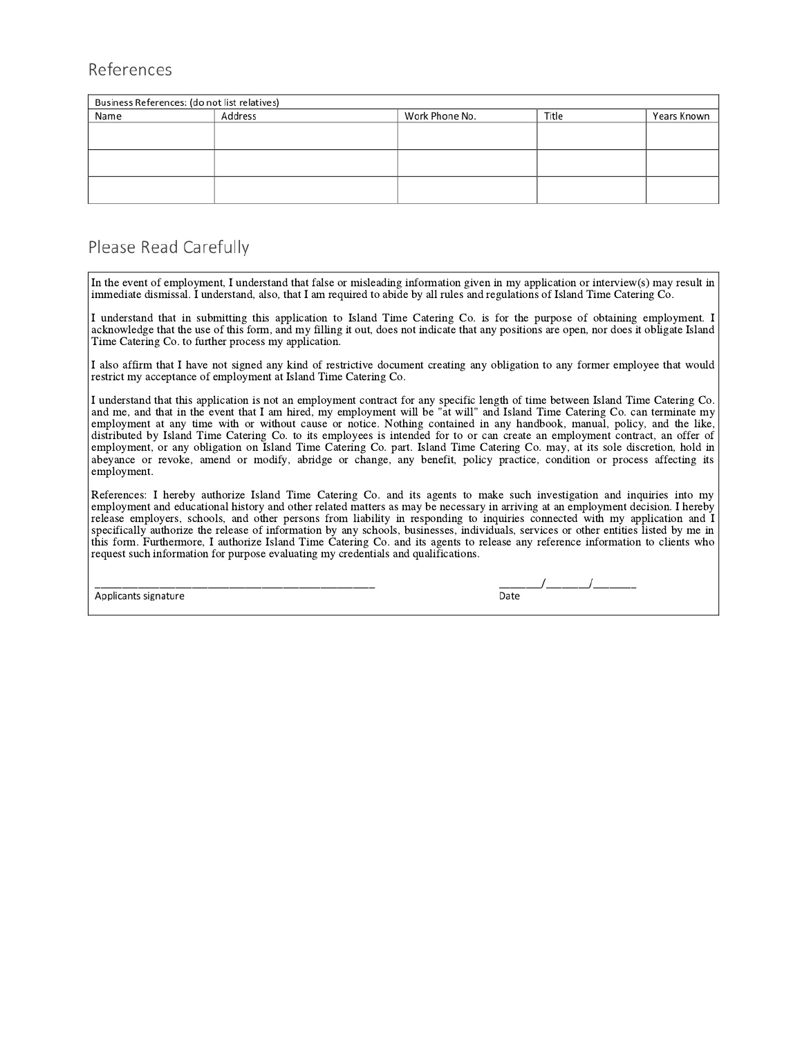## References

| Business References: (do not list relatives) | | | | |
|---|---|---|---|---|
| Name | Address | Work Phone No. | Title | Years Known |
| | | | | |
| | | | | |
| | | | | |

## Please Read Carefully

In the event of employment, I understand that false or misleading information given in my application or interview(s) may result in immediate dismissal. I understand, also, that I am required to abide by all rules and regulations of Island Time Catering Co.

I understand that in submitting this application to Island Time Catering Co. is for the purpose of obtaining employment. I acknowledge that the use of this form, and my filling it out, does not indicate that any positions are open, nor does it obligate Island Time Catering Co. to further process my application.

I also affirm that I have not signed any kind of restrictive document creating any obligation to any former employee that would restrict my acceptance of employment at Island Time Catering Co.

I understand that this application is not an employment contract for any specific length of time between Island Time Catering Co. and me, and that in the event that I am hired, my employment will be "at will" and Island Time Catering Co. can terminate my employment at any time with or without cause or notice. Nothing contained in any handbook, manual, policy, and the like, distributed by Island Time Catering Co. to its employees is intended for to or can create an employment contract, an offer of employment, or any obligation on Island Time Catering Co. part. Island Time Catering Co. may, at its sole discretion, hold in abeyance or revoke, amend or modify, abridge or change, any benefit, policy practice, condition or process affecting its employment.

References: I hereby authorize Island Time Catering Co. and its agents to make such investigation and inquiries into my employment and educational history and other related matters as may be necessary in arriving at an employment decision. I hereby release employers, schools, and other persons from liability in responding to inquiries connected with my application and I specifically authorize the release of information by any schools, businesses, individuals, services or other entities listed by me in this form. Furthermore, I authorize Island Time Catering Co. and its agents to release any reference information to clients who request such information for purpose evaluating my credentials and qualifications.

_______________________________________________ &nbsp;&nbsp;&nbsp;&nbsp; ________/________/________

Applicants signature &nbsp;&nbsp;&nbsp;&nbsp; Date